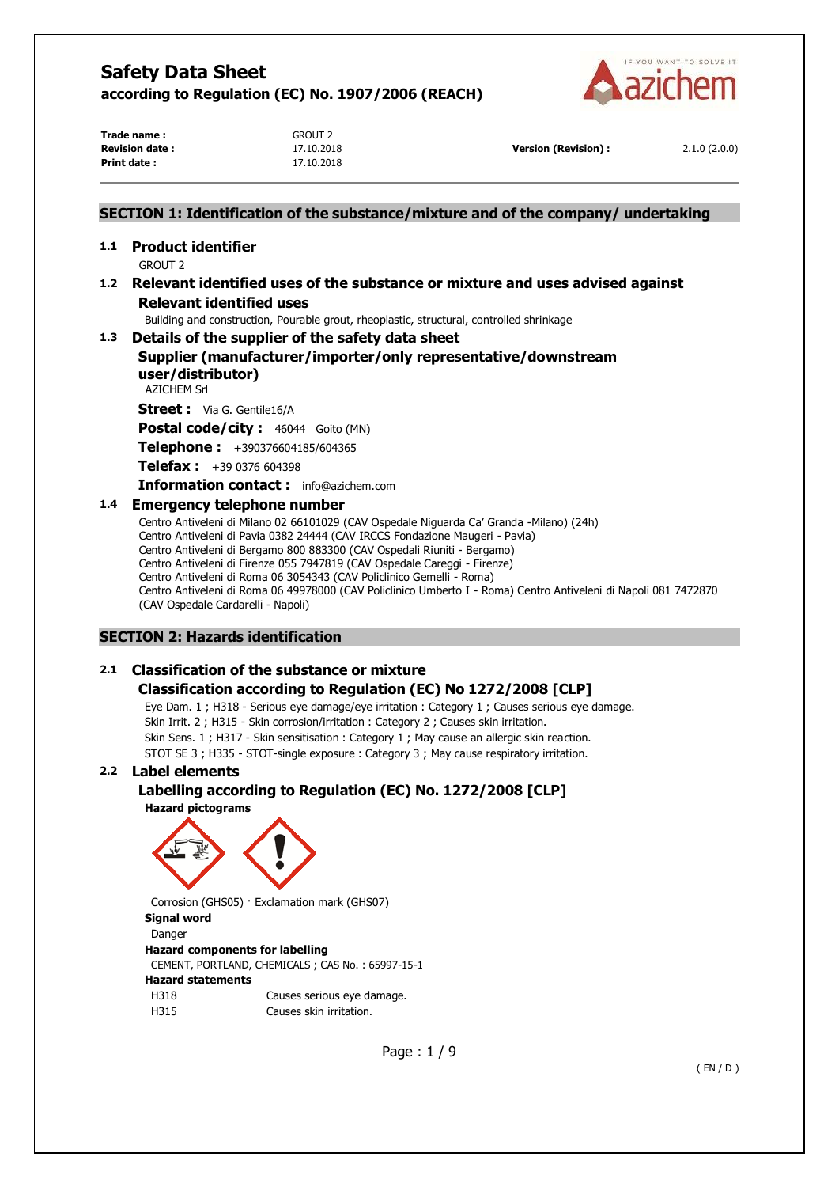# Safety Data Sheet

**according to Regulation (EC) No. 1907/2006 (REACH)**

| | | | |
|---|---|---|---|
| **Trade name :** | GROUT 2 | | |
| **Revision date :** | 17.10.2018 | **Version (Revision) :** | 2.1.0 (2.0.0) |
| **Print date :** | 17.10.2018 | | |

## SECTION 1: Identification of the substance/mixture and of the company/ undertaking

### 1.1 Product identifier

GROUT 2

### 1.2 Relevant identified uses of the substance or mixture and uses advised against

#### Relevant identified uses

Building and construction, Pourable grout, rheoplastic, structural, controlled shrinkage

### 1.3 Details of the supplier of the safety data sheet

#### Supplier (manufacturer/importer/only representative/downstream user/distributor)

AZICHEM Srl

**Street :** Via G. Gentile16/A

**Postal code/city :** 46044 Goito (MN)

**Telephone :** +390376604185/604365

**Telefax :** +39 0376 604398

**Information contact :** info@azichem.com

### 1.4 Emergency telephone number

Centro Antiveleni di Milano 02 66101029 (CAV Ospedale Niguarda Ca' Granda -Milano) (24h)
Centro Antiveleni di Pavia 0382 24444 (CAV IRCCS Fondazione Maugeri - Pavia)
Centro Antiveleni di Bergamo 800 883300 (CAV Ospedali Riuniti - Bergamo)
Centro Antiveleni di Firenze 055 7947819 (CAV Ospedale Careggi - Firenze)
Centro Antiveleni di Roma 06 3054343 (CAV Policlinico Gemelli - Roma)
Centro Antiveleni di Roma 06 49978000 (CAV Policlinico Umberto I - Roma) Centro Antiveleni di Napoli 081 7472870 (CAV Ospedale Cardarelli - Napoli)

## SECTION 2: Hazards identification

### 2.1 Classification of the substance or mixture

#### Classification according to Regulation (EC) No 1272/2008 [CLP]

Eye Dam. 1 ; H318 - Serious eye damage/eye irritation : Category 1 ; Causes serious eye damage.
Skin Irrit. 2 ; H315 - Skin corrosion/irritation : Category 2 ; Causes skin irritation.
Skin Sens. 1 ; H317 - Skin sensitisation : Category 1 ; May cause an allergic skin reaction.
STOT SE 3 ; H335 - STOT-single exposure : Category 3 ; May cause respiratory irritation.

### 2.2 Label elements

#### Labelling according to Regulation (EC) No. 1272/2008 [CLP]

**Hazard pictograms**

Corrosion (GHS05) · Exclamation mark (GHS07)

**Signal word**

Danger

**Hazard components for labelling**

CEMENT, PORTLAND, CHEMICALS ; CAS No. : 65997-15-1

**Hazard statements**

| | |
|---|---|
| H318 | Causes serious eye damage. |
| H315 | Causes skin irritation. |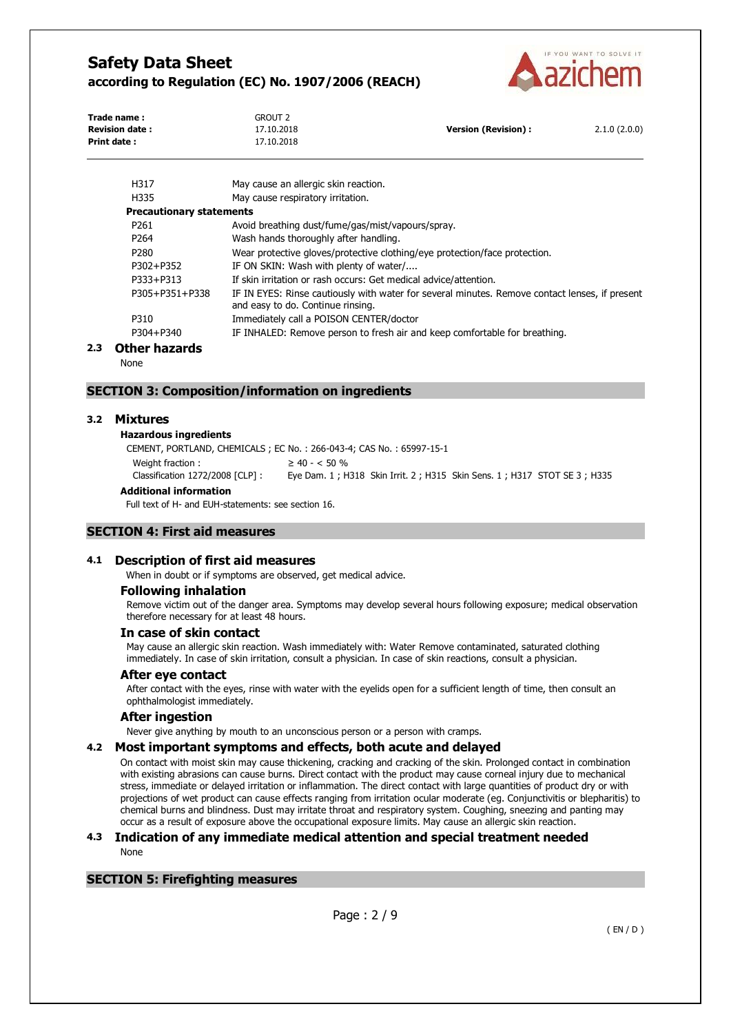| | |
|---|---|
| H317 | May cause an allergic skin reaction. |
| H335 | May cause respiratory irritation. |

**Precautionary statements**

| | |
|---|---|
| P261 | Avoid breathing dust/fume/gas/mist/vapours/spray. |
| P264 | Wash hands thoroughly after handling. |
| P280 | Wear protective gloves/protective clothing/eye protection/face protection. |
| P302+P352 | IF ON SKIN: Wash with plenty of water/.... |
| P333+P313 | If skin irritation or rash occurs: Get medical advice/attention. |
| P305+P351+P338 | IF IN EYES: Rinse cautiously with water for several minutes. Remove contact lenses, if present and easy to do. Continue rinsing. |
| P310 | Immediately call a POISON CENTER/doctor |
| P304+P340 | IF INHALED: Remove person to fresh air and keep comfortable for breathing. |

### 2.3 Other hazards

None

## SECTION 3: Composition/information on ingredients

### 3.2 Mixtures

**Hazardous ingredients**

CEMENT, PORTLAND, CHEMICALS ; EC No. : 266-043-4; CAS No. : 65997-15-1

| | |
|---|---|
| Weight fraction : | ≥ 40 - < 50 % |
| Classification 1272/2008 [CLP] : | Eye Dam. 1 ; H318 Skin Irrit. 2 ; H315 Skin Sens. 1 ; H317 STOT SE 3 ; H335 |

**Additional information**

Full text of H- and EUH-statements: see section 16.

## SECTION 4: First aid measures

### 4.1 Description of first aid measures

When in doubt or if symptoms are observed, get medical advice.

#### Following inhalation

Remove victim out of the danger area. Symptoms may develop several hours following exposure; medical observation therefore necessary for at least 48 hours.

#### In case of skin contact

May cause an allergic skin reaction. Wash immediately with: Water Remove contaminated, saturated clothing immediately. In case of skin irritation, consult a physician. In case of skin reactions, consult a physician.

#### After eye contact

After contact with the eyes, rinse with water with the eyelids open for a sufficient length of time, then consult an ophthalmologist immediately.

#### After ingestion

Never give anything by mouth to an unconscious person or a person with cramps.

### 4.2 Most important symptoms and effects, both acute and delayed

On contact with moist skin may cause thickening, cracking and cracking of the skin. Prolonged contact in combination with existing abrasions can cause burns. Direct contact with the product may cause corneal injury due to mechanical stress, immediate or delayed irritation or inflammation. The direct contact with large quantities of product dry or with projections of wet product can cause effects ranging from irritation ocular moderate (eg. Conjunctivitis or blepharitis) to chemical burns and blindness. Dust may irritate throat and respiratory system. Coughing, sneezing and panting may occur as a result of exposure above the occupational exposure limits. May cause an allergic skin reaction.

### 4.3 Indication of any immediate medical attention and special treatment needed

None

## SECTION 5: Firefighting measures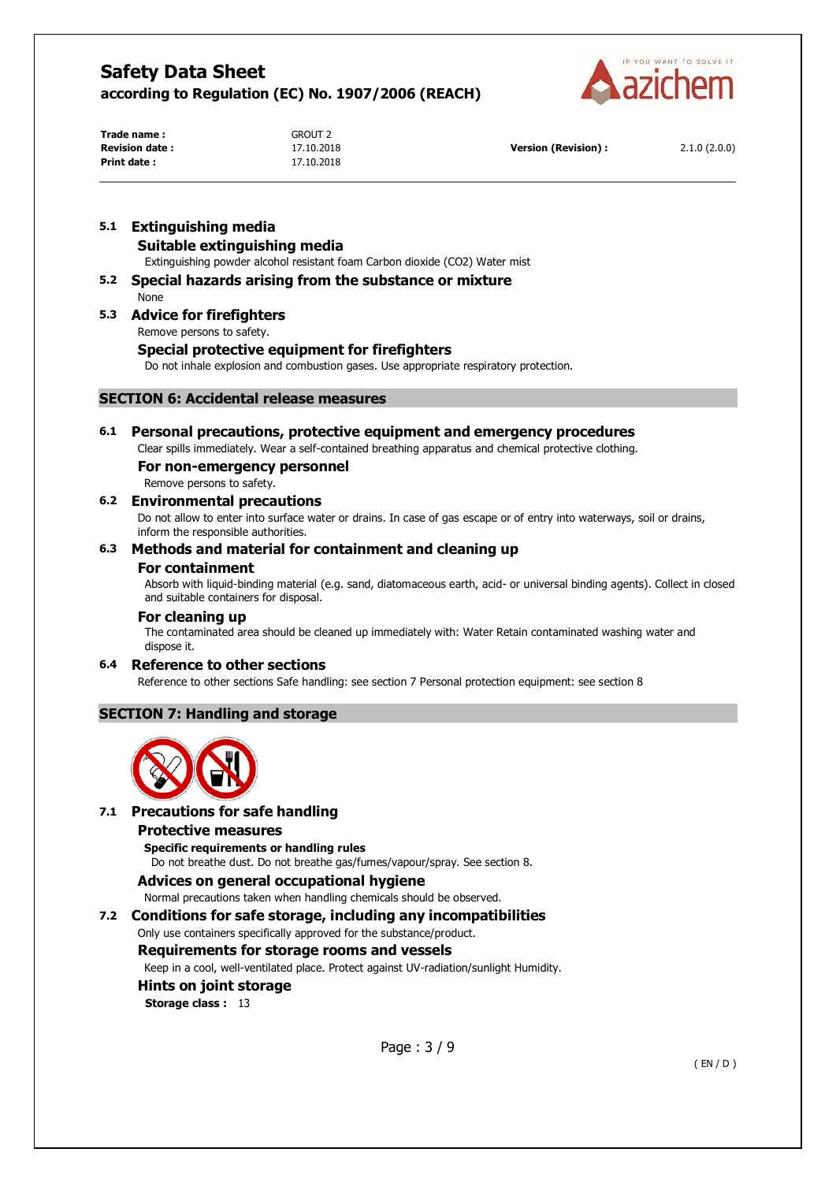## 5.1 Extinguishing media

### Suitable extinguishing media

Extinguishing powder alcohol resistant foam Carbon dioxide ($CO_2$) Water mist

## 5.2 Special hazards arising from the substance or mixture

None

## 5.3 Advice for firefighters

Remove persons to safety.

### Special protective equipment for firefighters

Do not inhale explosion and combustion gases. Use appropriate respiratory protection.

# SECTION 6: Accidental release measures

## 6.1 Personal precautions, protective equipment and emergency procedures

Clear spills immediately. Wear a self-contained breathing apparatus and chemical protective clothing.

### For non-emergency personnel

Remove persons to safety.

## 6.2 Environmental precautions

Do not allow to enter into surface water or drains. In case of gas escape or of entry into waterways, soil or drains, inform the responsible authorities.

## 6.3 Methods and material for containment and cleaning up

### For containment

Absorb with liquid-binding material (e.g. sand, diatomaceous earth, acid- or universal binding agents). Collect in closed and suitable containers for disposal.

### For cleaning up

The contaminated area should be cleaned up immediately with: Water Retain contaminated washing water and dispose it.

## 6.4 Reference to other sections

Reference to other sections Safe handling: see section 7 Personal protection equipment: see section 8

# SECTION 7: Handling and storage

## 7.1 Precautions for safe handling

### Protective measures

**Specific requirements or handling rules**

Do not breathe dust. Do not breathe gas/fumes/vapour/spray. See section 8.

### Advices on general occupational hygiene

Normal precautions taken when handling chemicals should be observed.

## 7.2 Conditions for safe storage, including any incompatibilities

Only use containers specifically approved for the substance/product.

### Requirements for storage rooms and vessels

Keep in a cool, well-ventilated place. Protect against UV-radiation/sunlight Humidity.

### Hints on joint storage

**Storage class :** 13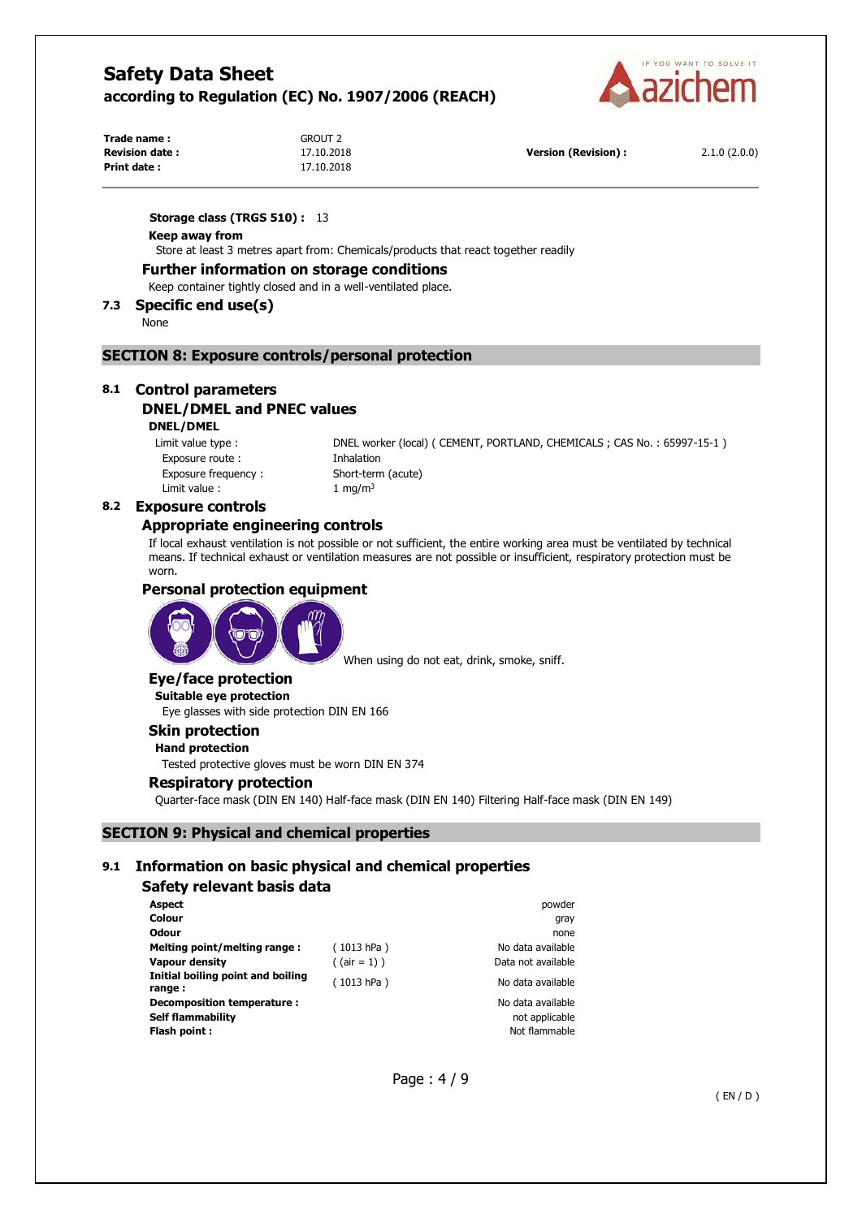**Storage class (TRGS 510) :** 13

**Keep away from**

Store at least 3 metres apart from: Chemicals/products that react together readily

### Further information on storage conditions

Keep container tightly closed and in a well-ventilated place.

## 7.3 Specific end use(s)

None

# SECTION 8: Exposure controls/personal protection

## 8.1 Control parameters

### DNEL/DMEL and PNEC values

**DNEL/DMEL**

| | |
|---|---|
| Limit value type : | DNEL worker (local) ( CEMENT, PORTLAND, CHEMICALS ; CAS No. : 65997-15-1 ) |
| Exposure route : | Inhalation |
| Exposure frequency : | Short-term (acute) |
| Limit value : | 1 mg/m$^3$ |

## 8.2 Exposure controls

### Appropriate engineering controls

If local exhaust ventilation is not possible or not sufficient, the entire working area must be ventilated by technical means. If technical exhaust or ventilation measures are not possible or insufficient, respiratory protection must be worn.

### Personal protection equipment

When using do not eat, drink, smoke, sniff.

### Eye/face protection

**Suitable eye protection**

Eye glasses with side protection DIN EN 166

### Skin protection

**Hand protection**

Tested protective gloves must be worn DIN EN 374

### Respiratory protection

Quarter-face mask (DIN EN 140) Half-face mask (DIN EN 140) Filtering Half-face mask (DIN EN 149)

# SECTION 9: Physical and chemical properties

## 9.1 Information on basic physical and chemical properties

### Safety relevant basis data

| | | |
|---|---|---|
| **Aspect** | | powder |
| **Colour** | | gray |
| **Odour** | | none |
| **Melting point/melting range :** | ( 1013 hPa ) | No data available |
| **Vapour density** | ( (air = 1) ) | Data not available |
| **Initial boiling point and boiling range :** | ( 1013 hPa ) | No data available |
| **Decomposition temperature :** | | No data available |
| **Self flammability** | | not applicable |
| **Flash point :** | | Not flammable |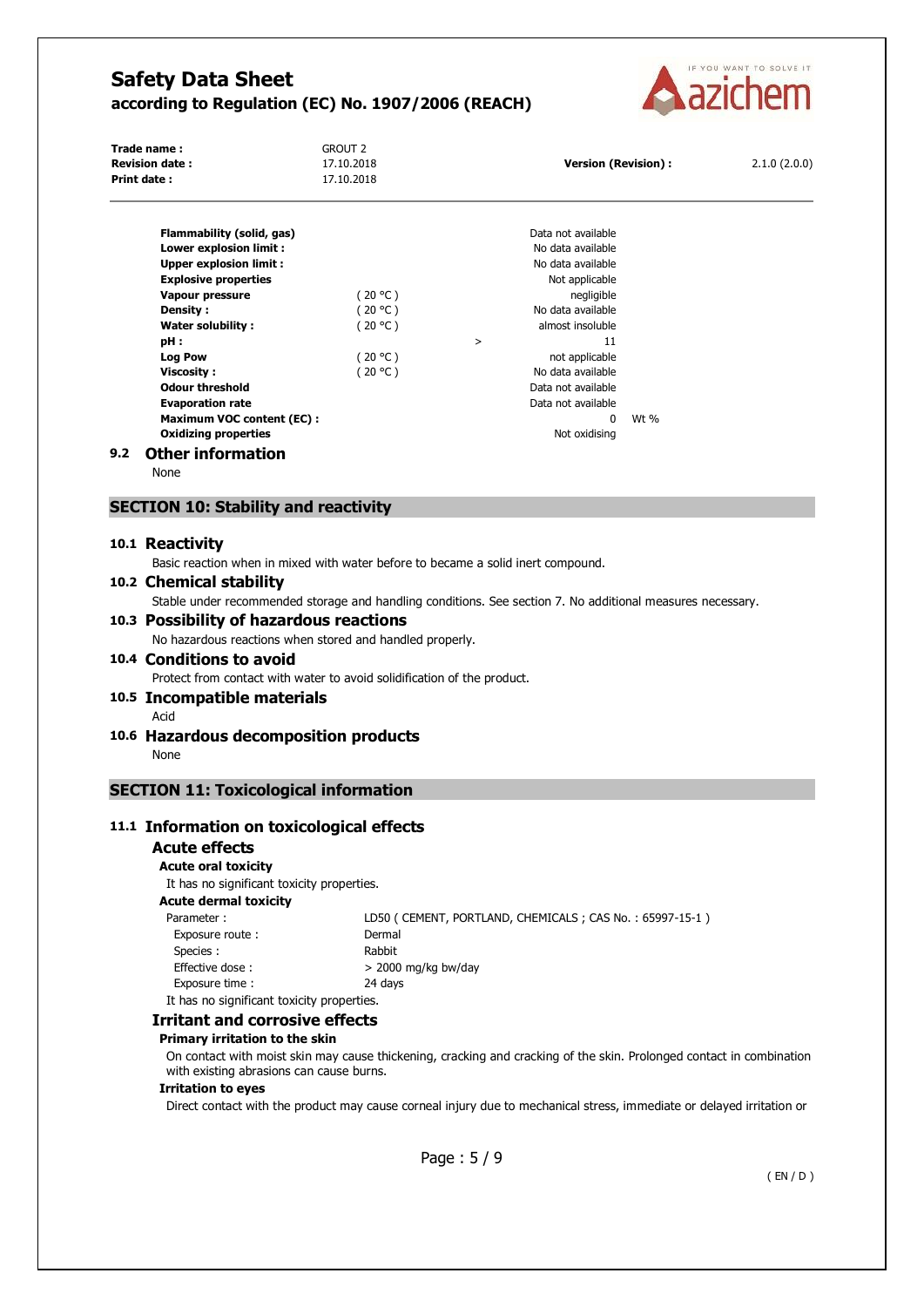| | | | | |
|---|---|---|---|---|
| **Flammability (solid, gas)** | | | Data not available | |
| **Lower explosion limit :** | | | No data available | |
| **Upper explosion limit :** | | | No data available | |
| **Explosive properties** | | | Not applicable | |
| **Vapour pressure** | ( 20 °C ) | | negligible | |
| **Density :** | ( 20 °C ) | | No data available | |
| **Water solubility :** | ( 20 °C ) | | almost insoluble | |
| **pH :** | | > | 11 | |
| **Log Pow** | ( 20 °C ) | | not applicable | |
| **Viscosity :** | ( 20 °C ) | | No data available | |
| **Odour threshold** | | | Data not available | |
| **Evaporation rate** | | | Data not available | |
| **Maximum VOC content (EC) :** | | | 0 | Wt % |
| **Oxidizing properties** | | | Not oxidising | |

### 9.2 Other information

None

## SECTION 10: Stability and reactivity

### 10.1 Reactivity

Basic reaction when in mixed with water before to became a solid inert compound.

### 10.2 Chemical stability

Stable under recommended storage and handling conditions. See section 7. No additional measures necessary.

### 10.3 Possibility of hazardous reactions

No hazardous reactions when stored and handled properly.

### 10.4 Conditions to avoid

Protect from contact with water to avoid solidification of the product.

### 10.5 Incompatible materials

Acid

### 10.6 Hazardous decomposition products

None

## SECTION 11: Toxicological information

### 11.1 Information on toxicological effects

#### Acute effects

**Acute oral toxicity**

It has no significant toxicity properties.

**Acute dermal toxicity**

| | |
|---|---|
| Parameter : | LD50 ( CEMENT, PORTLAND, CHEMICALS ; CAS No. : 65997-15-1 ) |
| Exposure route : | Dermal |
| Species : | Rabbit |
| Effective dose : | > 2000 mg/kg bw/day |
| Exposure time : | 24 days |

It has no significant toxicity properties.

#### Irritant and corrosive effects

**Primary irritation to the skin**

On contact with moist skin may cause thickening, cracking and cracking of the skin. Prolonged contact in combination with existing abrasions can cause burns.

**Irritation to eyes**

Direct contact with the product may cause corneal injury due to mechanical stress, immediate or delayed irritation or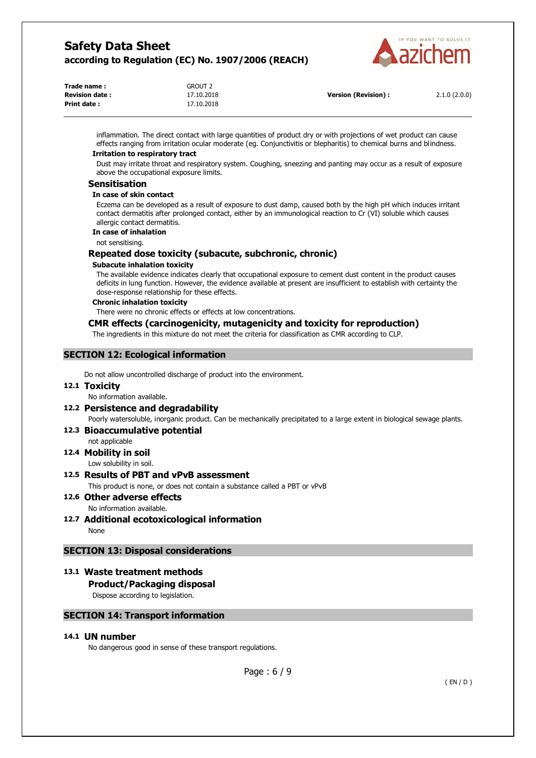inflammation. The direct contact with large quantities of product dry or with projections of wet product can cause effects ranging from irritation ocular moderate (eg. Conjunctivitis or blepharitis) to chemical burns and blindness.

**Irritation to respiratory tract**

Dust may irritate throat and respiratory system. Coughing, sneezing and panting may occur as a result of exposure above the occupational exposure limits.

### Sensitisation

**In case of skin contact**

Eczema can be developed as a result of exposure to dust damp, caused both by the high pH which induces irritant contact dermatitis after prolonged contact, either by an immunological reaction to Cr (VI) soluble which causes allergic contact dermatitis.

**In case of inhalation**

not sensitising.

### Repeated dose toxicity (subacute, subchronic, chronic)

**Subacute inhalation toxicity**

The available evidence indicates clearly that occupational exposure to cement dust content in the product causes deficits in lung function. However, the evidence available at present are insufficient to establish with certainty the dose-response relationship for these effects.

**Chronic inhalation toxicity**

There were no chronic effects or effects at low concentrations.

### CMR effects (carcinogenicity, mutagenicity and toxicity for reproduction)

The ingredients in this mixture do not meet the criteria for classification as CMR according to CLP.

## SECTION 12: Ecological information

Do not allow uncontrolled discharge of product into the environment.

### 12.1 Toxicity

No information available.

### 12.2 Persistence and degradability

Poorly watersoluble, inorganic product. Can be mechanically precipitated to a large extent in biological sewage plants.

### 12.3 Bioaccumulative potential

not applicable

### 12.4 Mobility in soil

Low solubility in soil.

### 12.5 Results of PBT and vPvB assessment

This product is none, or does not contain a substance called a PBT or vPvB

### 12.6 Other adverse effects

No information available.

### 12.7 Additional ecotoxicological information

None

## SECTION 13: Disposal considerations

### 13.1 Waste treatment methods

#### Product/Packaging disposal

Dispose according to legislation.

## SECTION 14: Transport information

### 14.1 UN number

No dangerous good in sense of these transport regulations.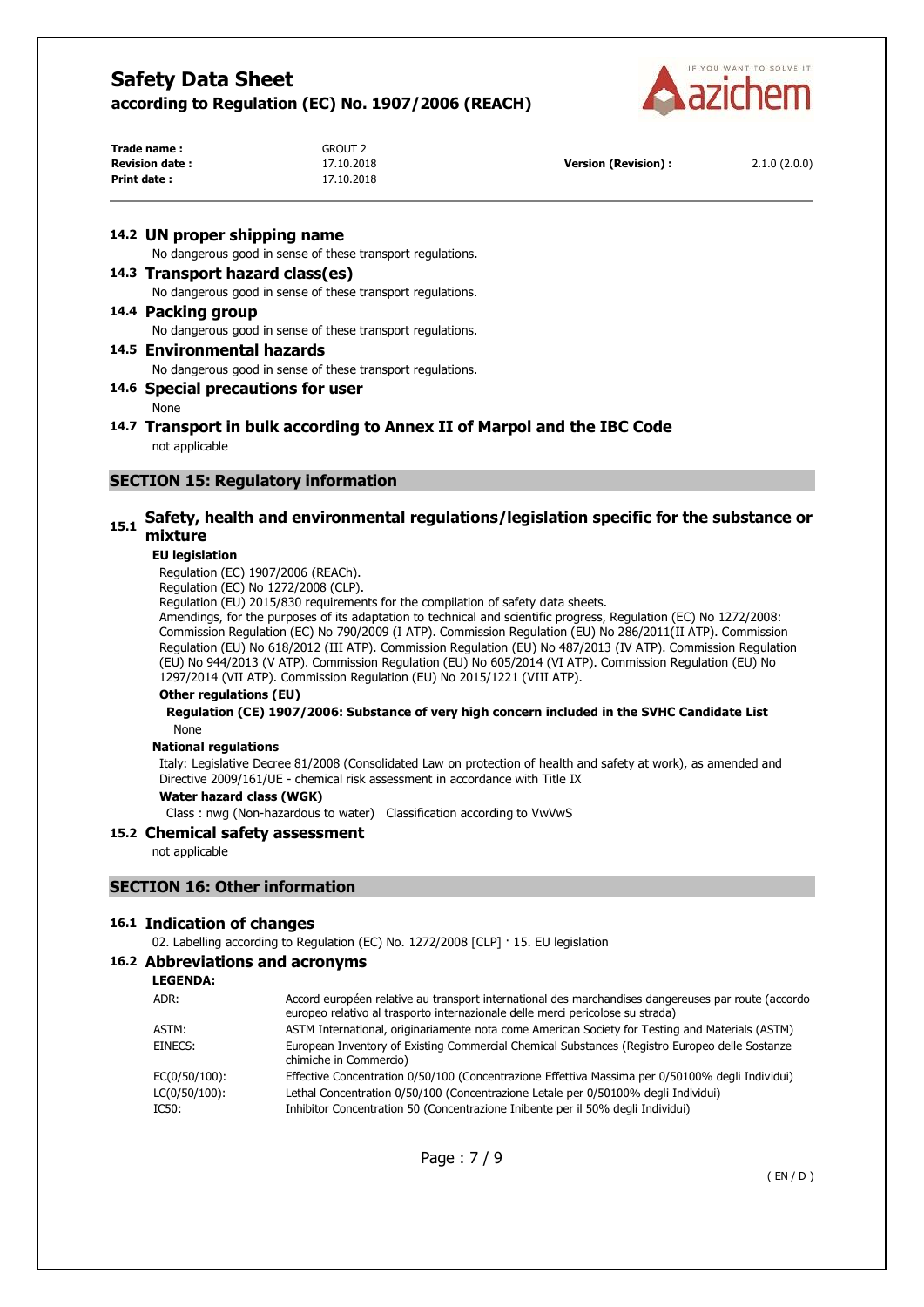### 14.2 UN proper shipping name

No dangerous good in sense of these transport regulations.

### 14.3 Transport hazard class(es)

No dangerous good in sense of these transport regulations.

### 14.4 Packing group

No dangerous good in sense of these transport regulations.

### 14.5 Environmental hazards

No dangerous good in sense of these transport regulations.

### 14.6 Special precautions for user

None

### 14.7 Transport in bulk according to Annex II of Marpol and the IBC Code

not applicable

## SECTION 15: Regulatory information

### 15.1 Safety, health and environmental regulations/legislation specific for the substance or mixture

**EU legislation**

Regulation (EC) 1907/2006 (REACh).
Regulation (EC) No 1272/2008 (CLP).
Regulation (EU) 2015/830 requirements for the compilation of safety data sheets.
Amendings, for the purposes of its adaptation to technical and scientific progress, Regulation (EC) No 1272/2008: Commission Regulation (EC) No 790/2009 (I ATP). Commission Regulation (EU) No 286/2011(II ATP). Commission Regulation (EU) No 618/2012 (III ATP). Commission Regulation (EU) No 487/2013 (IV ATP). Commission Regulation (EU) No 944/2013 (V ATP). Commission Regulation (EU) No 605/2014 (VI ATP). Commission Regulation (EU) No 1297/2014 (VII ATP). Commission Regulation (EU) No 2015/1221 (VIII ATP).

**Other regulations (EU)**

**Regulation (CE) 1907/2006: Substance of very high concern included in the SVHC Candidate List**

None

**National regulations**

Italy: Legislative Decree 81/2008 (Consolidated Law on protection of health and safety at work), as amended and Directive 2009/161/UE - chemical risk assessment in accordance with Title IX

**Water hazard class (WGK)**

Class : nwg (Non-hazardous to water) Classification according to VwVwS

### 15.2 Chemical safety assessment

not applicable

## SECTION 16: Other information

### 16.1 Indication of changes

02. Labelling according to Regulation (EC) No. 1272/2008 [CLP] · 15. EU legislation

### 16.2 Abbreviations and acronyms

**LEGENDA:**

| | |
|---|---|
| ADR: | Accord européen relative au transport international des marchandises dangereuses par route (accordo europeo relativo al trasporto internazionale delle merci pericolose su strada) |
| ASTM: | ASTM International, originariamente nota come American Society for Testing and Materials (ASTM) |
| EINECS: | European Inventory of Existing Commercial Chemical Substances (Registro Europeo delle Sostanze chimiche in Commercio) |
| EC(0/50/100): | Effective Concentration 0/50/100 (Concentrazione Effettiva Massima per 0/50100% degli Individui) |
| LC(0/50/100): | Lethal Concentration 0/50/100 (Concentrazione Letale per 0/50100% degli Individui) |
| IC50: | Inhibitor Concentration 50 (Concentrazione Inibente per il 50% degli Individui) |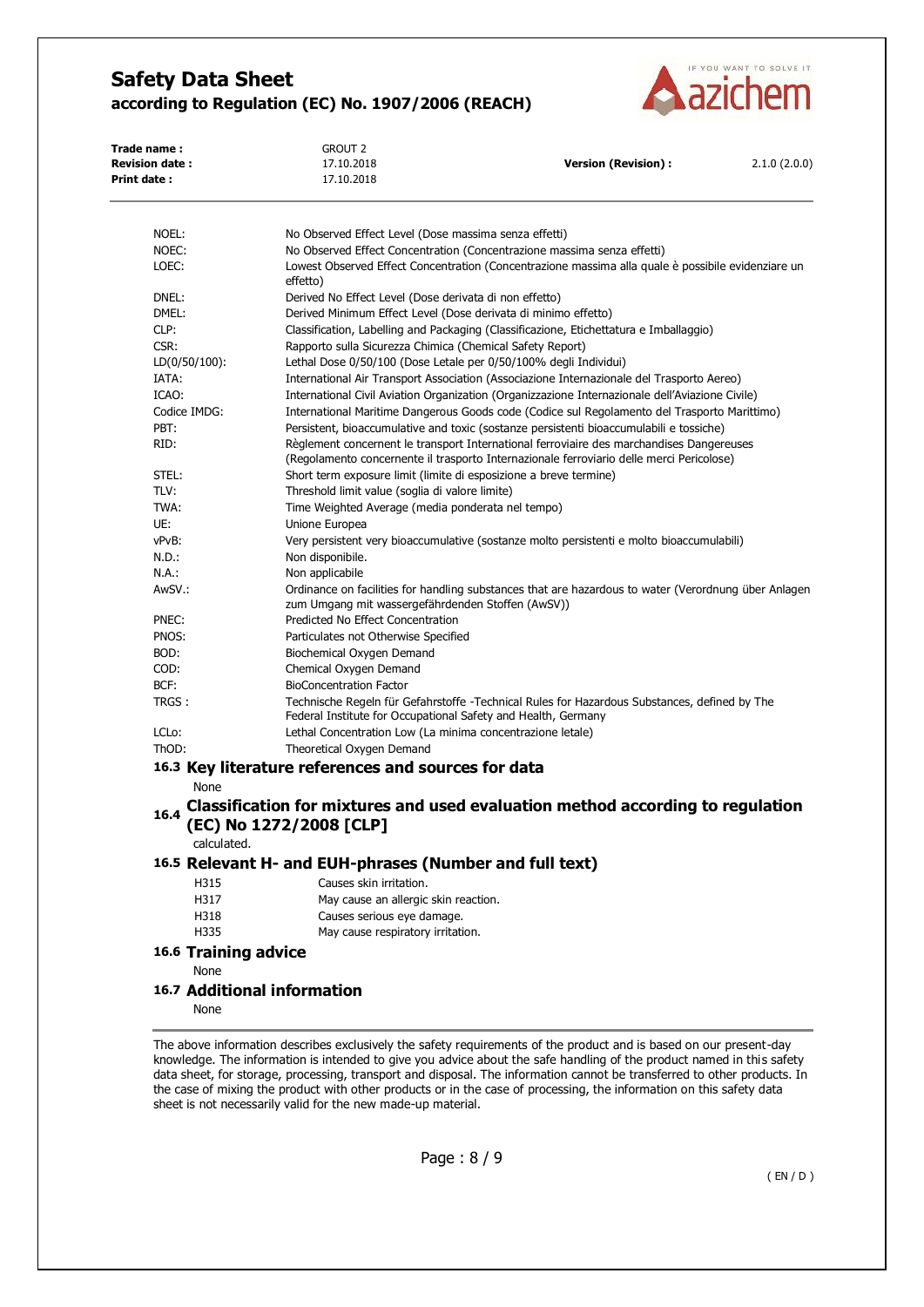| | |
|---|---|
| NOEL: | No Observed Effect Level (Dose massima senza effetti) |
| NOEC: | No Observed Effect Concentration (Concentrazione massima senza effetti) |
| LOEC: | Lowest Observed Effect Concentration (Concentrazione massima alla quale è possibile evidenziare un effetto) |
| DNEL: | Derived No Effect Level (Dose derivata di non effetto) |
| DMEL: | Derived Minimum Effect Level (Dose derivata di minimo effetto) |
| CLP: | Classification, Labelling and Packaging (Classificazione, Etichettatura e Imballaggio) |
| CSR: | Rapporto sulla Sicurezza Chimica (Chemical Safety Report) |
| LD(0/50/100): | Lethal Dose 0/50/100 (Dose Letale per 0/50/100% degli Individui) |
| IATA: | International Air Transport Association (Associazione Internazionale del Trasporto Aereo) |
| ICAO: | International Civil Aviation Organization (Organizzazione Internazionale dell'Aviazione Civile) |
| Codice IMDG: | International Maritime Dangerous Goods code (Codice sul Regolamento del Trasporto Marittimo) |
| PBT: | Persistent, bioaccumulative and toxic (sostanze persistenti bioaccumulabili e tossiche) |
| RID: | Règlement concernent le transport International ferroviaire des marchandises Dangereuses (Regolamento concernente il trasporto Internazionale ferroviario delle merci Pericolose) |
| STEL: | Short term exposure limit (limite di esposizione a breve termine) |
| TLV: | Threshold limit value (soglia di valore limite) |
| TWA: | Time Weighted Average (media ponderata nel tempo) |
| UE: | Unione Europea |
| vPvB: | Very persistent very bioaccumulative (sostanze molto persistenti e molto bioaccumulabili) |
| N.D.: | Non disponibile. |
| N.A.: | Non applicabile |
| AwSV.: | Ordinance on facilities for handling substances that are hazardous to water (Verordnung über Anlagen zum Umgang mit wassergefährdenden Stoffen (AwSV)) |
| PNEC: | Predicted No Effect Concentration |
| PNOS: | Particulates not Otherwise Specified |
| BOD: | Biochemical Oxygen Demand |
| COD: | Chemical Oxygen Demand |
| BCF: | BioConcentration Factor |
| TRGS : | Technische Regeln für Gefahrstoffe -Technical Rules for Hazardous Substances, defined by The Federal Institute for Occupational Safety and Health, Germany |
| LCLo: | Lethal Concentration Low (La minima concentrazione letale) |
| ThOD: | Theoretical Oxygen Demand |

## 16.3 Key literature references and sources for data

None

## 16.4 Classification for mixtures and used evaluation method according to regulation (EC) No 1272/2008 [CLP]

calculated.

## 16.5 Relevant H- and EUH-phrases (Number and full text)

| | |
|---|---|
| H315 | Causes skin irritation. |
| H317 | May cause an allergic skin reaction. |
| H318 | Causes serious eye damage. |
| H335 | May cause respiratory irritation. |

## 16.6 Training advice

None

## 16.7 Additional information

None

The above information describes exclusively the safety requirements of the product and is based on our present-day knowledge. The information is intended to give you advice about the safe handling of the product named in this safety data sheet, for storage, processing, transport and disposal. The information cannot be transferred to other products. In the case of mixing the product with other products or in the case of processing, the information on this safety data sheet is not necessarily valid for the new made-up material.